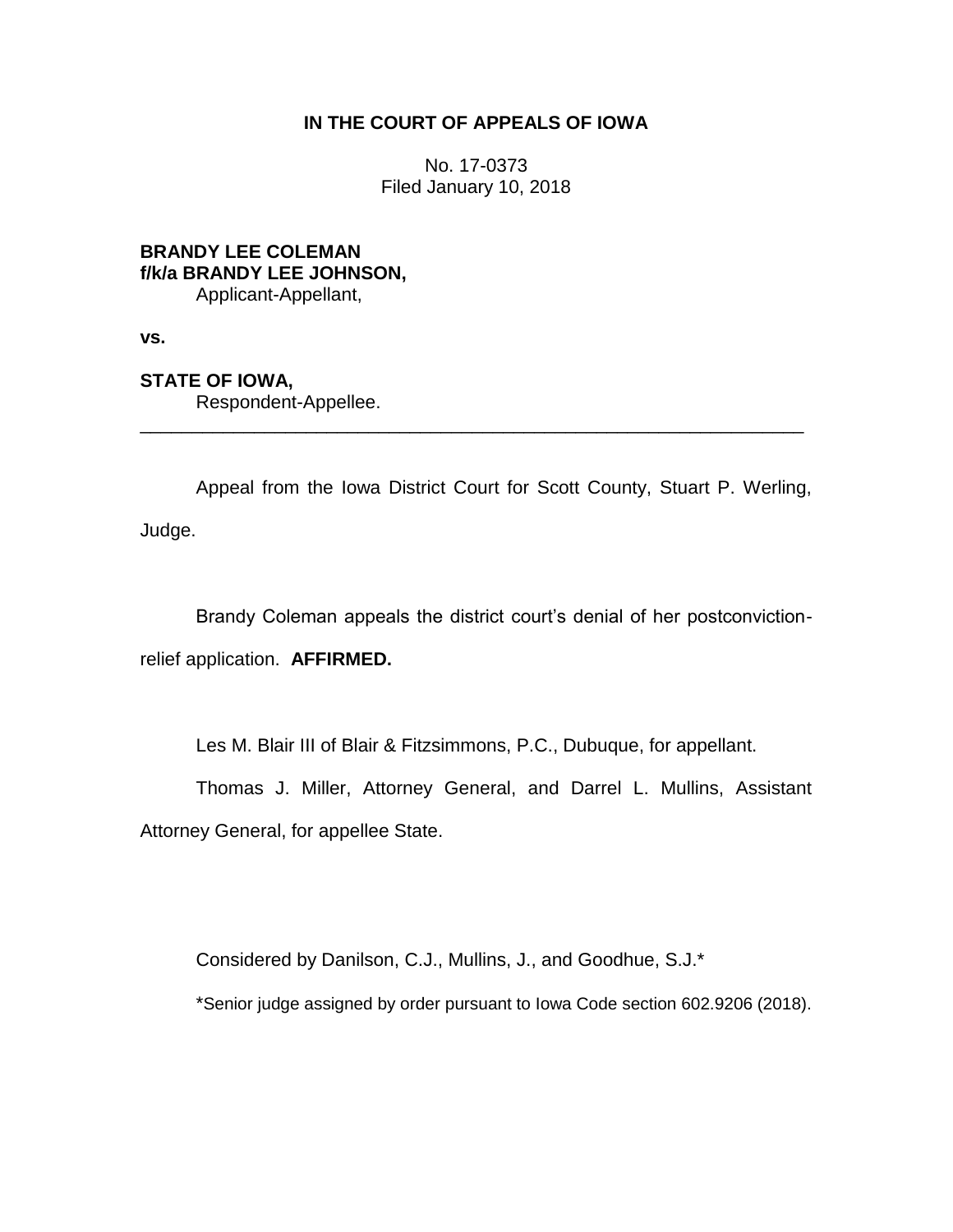**IN THE COURT OF APPEALS OF IOWA**

No. 17-0373
Filed January 10, 2018

**BRANDY LEE COLEMAN**
**f/k/a BRANDY LEE JOHNSON,**
Applicant-Appellant,

**vs.**

**STATE OF IOWA,**
Respondent-Appellee.

---

Appeal from the Iowa District Court for Scott County, Stuart P. Werling, Judge.

Brandy Coleman appeals the district court's denial of her postconviction-relief application. **AFFIRMED.**

Les M. Blair III of Blair & Fitzsimmons, P.C., Dubuque, for appellant.

Thomas J. Miller, Attorney General, and Darrel L. Mullins, Assistant Attorney General, for appellee State.

Considered by Danilson, C.J., Mullins, J., and Goodhue, S.J.*

*Senior judge assigned by order pursuant to Iowa Code section 602.9206 (2018).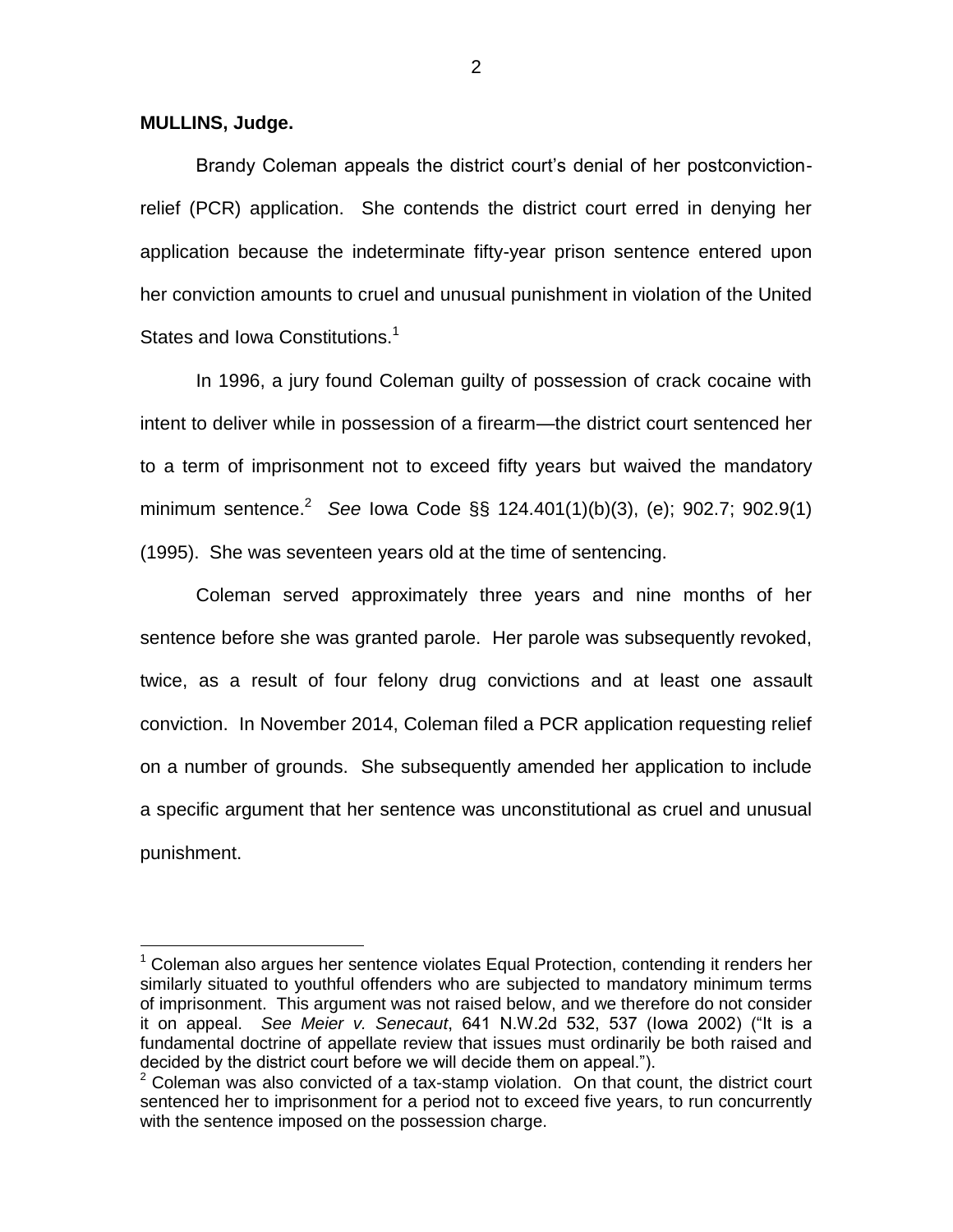**MULLINS, Judge.**

Brandy Coleman appeals the district court's denial of her postconviction-relief (PCR) application. She contends the district court erred in denying her application because the indeterminate fifty-year prison sentence entered upon her conviction amounts to cruel and unusual punishment in violation of the United States and Iowa Constitutions.[1]

In 1996, a jury found Coleman guilty of possession of crack cocaine with intent to deliver while in possession of a firearm—the district court sentenced her to a term of imprisonment not to exceed fifty years but waived the mandatory minimum sentence.[2] *See* Iowa Code §§ 124.401(1)(b)(3), (e); 902.7; 902.9(1) (1995). She was seventeen years old at the time of sentencing.

Coleman served approximately three years and nine months of her sentence before she was granted parole. Her parole was subsequently revoked, twice, as a result of four felony drug convictions and at least one assault conviction. In November 2014, Coleman filed a PCR application requesting relief on a number of grounds. She subsequently amended her application to include a specific argument that her sentence was unconstitutional as cruel and unusual punishment.

---

[1] Coleman also argues her sentence violates Equal Protection, contending it renders her similarly situated to youthful offenders who are subjected to mandatory minimum terms of imprisonment. This argument was not raised below, and we therefore do not consider it on appeal. *See Meier v. Senecaut*, 641 N.W.2d 532, 537 (Iowa 2002) ("It is a fundamental doctrine of appellate review that issues must ordinarily be both raised and decided by the district court before we will decide them on appeal.").

[2] Coleman was also convicted of a tax-stamp violation. On that count, the district court sentenced her to imprisonment for a period not to exceed five years, to run concurrently with the sentence imposed on the possession charge.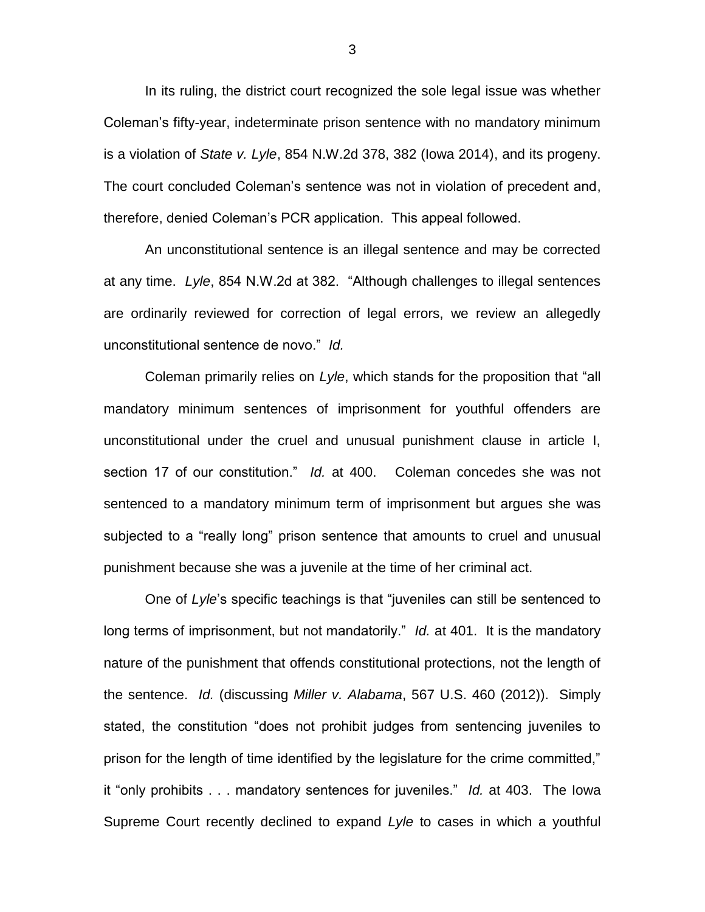In its ruling, the district court recognized the sole legal issue was whether Coleman's fifty-year, indeterminate prison sentence with no mandatory minimum is a violation of *State v. Lyle*, 854 N.W.2d 378, 382 (Iowa 2014), and its progeny. The court concluded Coleman's sentence was not in violation of precedent and, therefore, denied Coleman's PCR application. This appeal followed.

An unconstitutional sentence is an illegal sentence and may be corrected at any time. *Lyle*, 854 N.W.2d at 382. "Although challenges to illegal sentences are ordinarily reviewed for correction of legal errors, we review an allegedly unconstitutional sentence de novo." *Id.*

Coleman primarily relies on *Lyle*, which stands for the proposition that "all mandatory minimum sentences of imprisonment for youthful offenders are unconstitutional under the cruel and unusual punishment clause in article I, section 17 of our constitution." *Id.* at 400. Coleman concedes she was not sentenced to a mandatory minimum term of imprisonment but argues she was subjected to a "really long" prison sentence that amounts to cruel and unusual punishment because she was a juvenile at the time of her criminal act.

One of *Lyle*'s specific teachings is that "juveniles can still be sentenced to long terms of imprisonment, but not mandatorily." *Id.* at 401. It is the mandatory nature of the punishment that offends constitutional protections, not the length of the sentence. *Id.* (discussing *Miller v. Alabama*, 567 U.S. 460 (2012)). Simply stated, the constitution "does not prohibit judges from sentencing juveniles to prison for the length of time identified by the legislature for the crime committed," it "only prohibits . . . mandatory sentences for juveniles." *Id.* at 403. The Iowa Supreme Court recently declined to expand *Lyle* to cases in which a youthful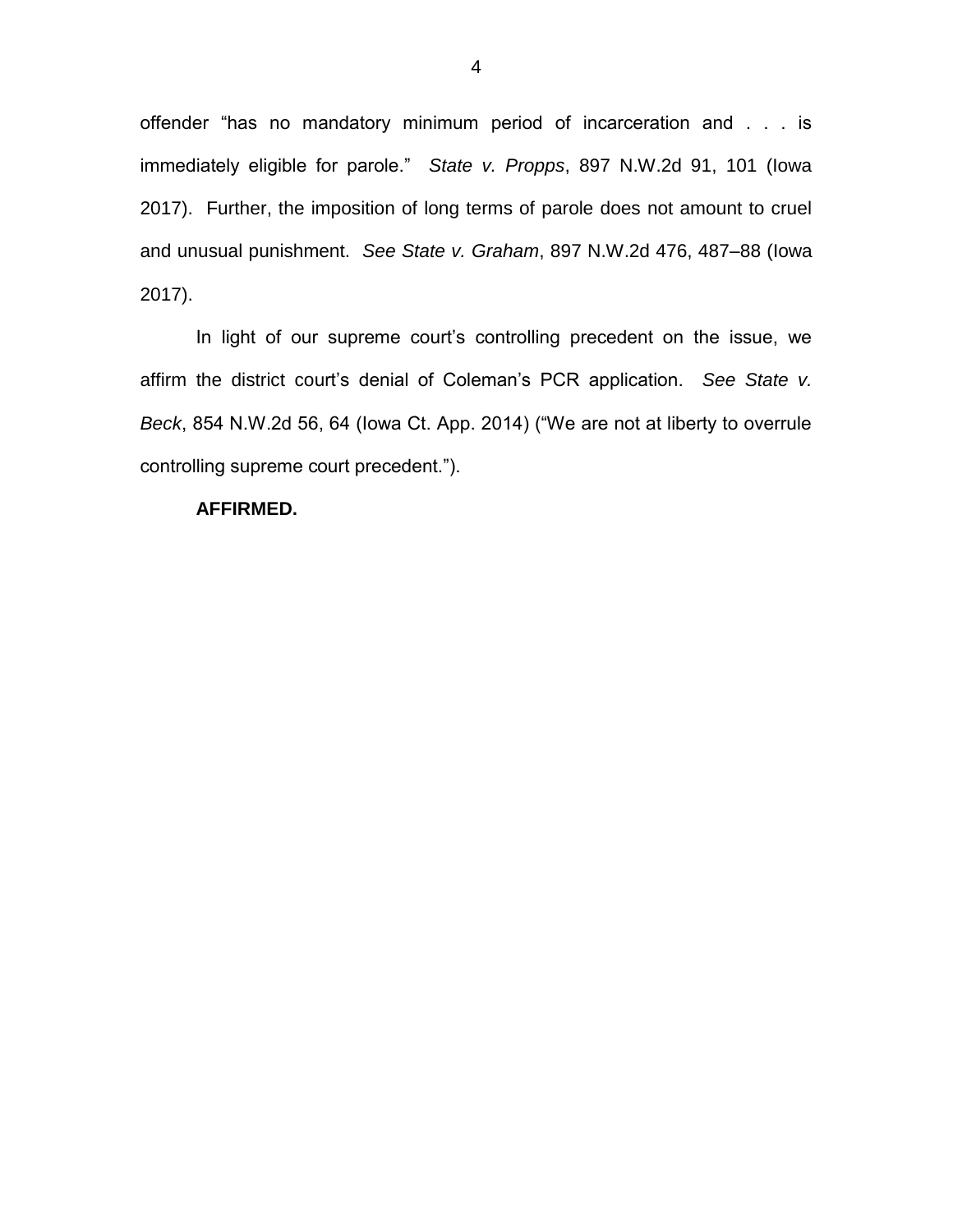offender "has no mandatory minimum period of incarceration and . . . is immediately eligible for parole." *State v. Propps*, 897 N.W.2d 91, 101 (Iowa 2017). Further, the imposition of long terms of parole does not amount to cruel and unusual punishment. *See State v. Graham*, 897 N.W.2d 476, 487–88 (Iowa 2017).

In light of our supreme court's controlling precedent on the issue, we affirm the district court's denial of Coleman's PCR application. *See State v. Beck*, 854 N.W.2d 56, 64 (Iowa Ct. App. 2014) ("We are not at liberty to overrule controlling supreme court precedent.").

**AFFIRMED.**